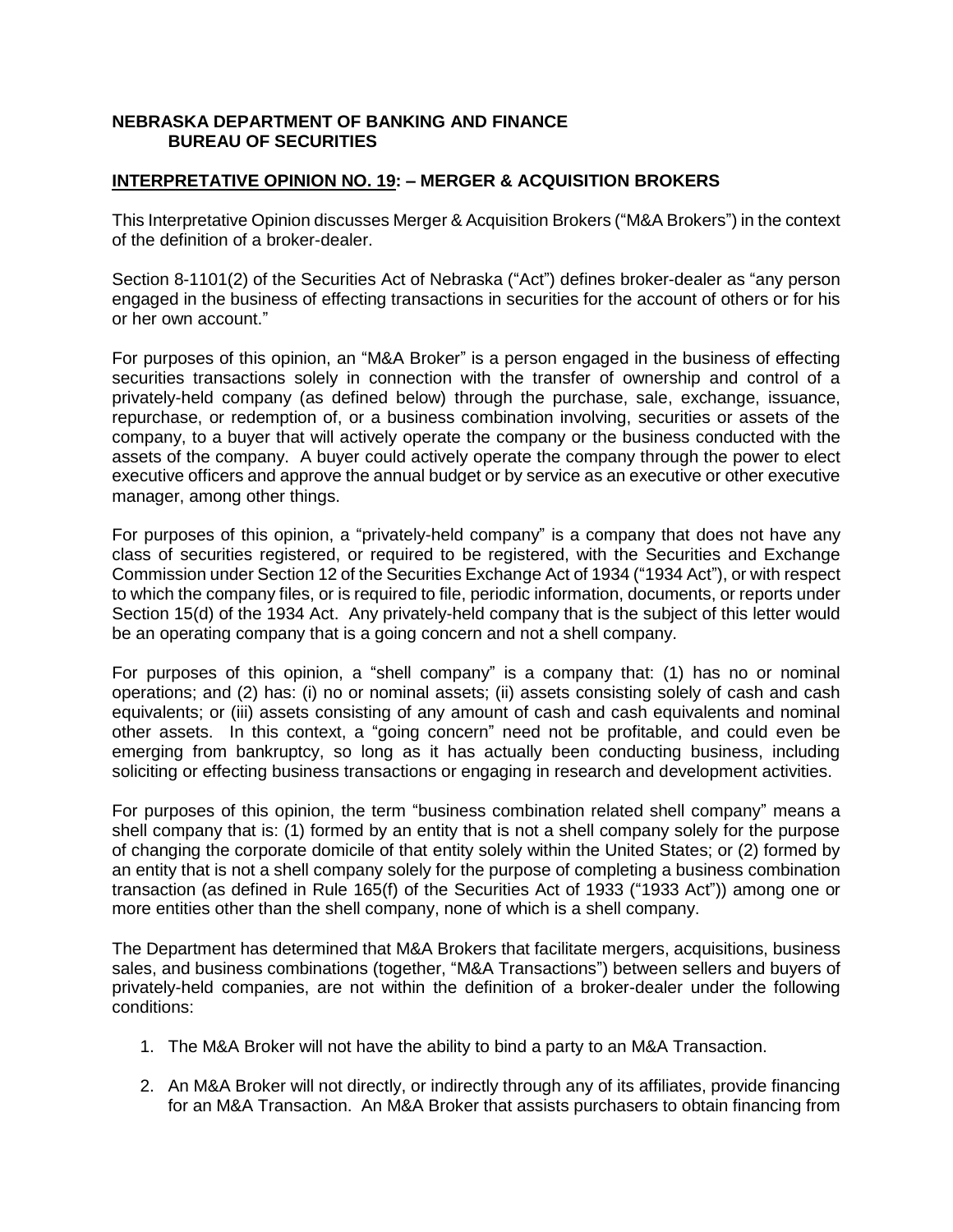**NEBRASKA DEPARTMENT OF BANKING AND FINANCE**
**BUREAU OF SECURITIES**

## INTERPRETATIVE OPINION NO. 19: – MERGER & ACQUISITION BROKERS

This Interpretative Opinion discusses Merger & Acquisition Brokers ("M&A Brokers") in the context of the definition of a broker-dealer.

Section 8-1101(2) of the Securities Act of Nebraska ("Act") defines broker-dealer as "any person engaged in the business of effecting transactions in securities for the account of others or for his or her own account."

For purposes of this opinion, an "M&A Broker" is a person engaged in the business of effecting securities transactions solely in connection with the transfer of ownership and control of a privately-held company (as defined below) through the purchase, sale, exchange, issuance, repurchase, or redemption of, or a business combination involving, securities or assets of the company, to a buyer that will actively operate the company or the business conducted with the assets of the company. A buyer could actively operate the company through the power to elect executive officers and approve the annual budget or by service as an executive or other executive manager, among other things.

For purposes of this opinion, a "privately-held company" is a company that does not have any class of securities registered, or required to be registered, with the Securities and Exchange Commission under Section 12 of the Securities Exchange Act of 1934 ("1934 Act"), or with respect to which the company files, or is required to file, periodic information, documents, or reports under Section 15(d) of the 1934 Act. Any privately-held company that is the subject of this letter would be an operating company that is a going concern and not a shell company.

For purposes of this opinion, a "shell company" is a company that: (1) has no or nominal operations; and (2) has: (i) no or nominal assets; (ii) assets consisting solely of cash and cash equivalents; or (iii) assets consisting of any amount of cash and cash equivalents and nominal other assets. In this context, a "going concern" need not be profitable, and could even be emerging from bankruptcy, so long as it has actually been conducting business, including soliciting or effecting business transactions or engaging in research and development activities.

For purposes of this opinion, the term "business combination related shell company" means a shell company that is: (1) formed by an entity that is not a shell company solely for the purpose of changing the corporate domicile of that entity solely within the United States; or (2) formed by an entity that is not a shell company solely for the purpose of completing a business combination transaction (as defined in Rule 165(f) of the Securities Act of 1933 ("1933 Act")) among one or more entities other than the shell company, none of which is a shell company.

The Department has determined that M&A Brokers that facilitate mergers, acquisitions, business sales, and business combinations (together, "M&A Transactions") between sellers and buyers of privately-held companies, are not within the definition of a broker-dealer under the following conditions:

1. The M&A Broker will not have the ability to bind a party to an M&A Transaction.
2. An M&A Broker will not directly, or indirectly through any of its affiliates, provide financing for an M&A Transaction. An M&A Broker that assists purchasers to obtain financing from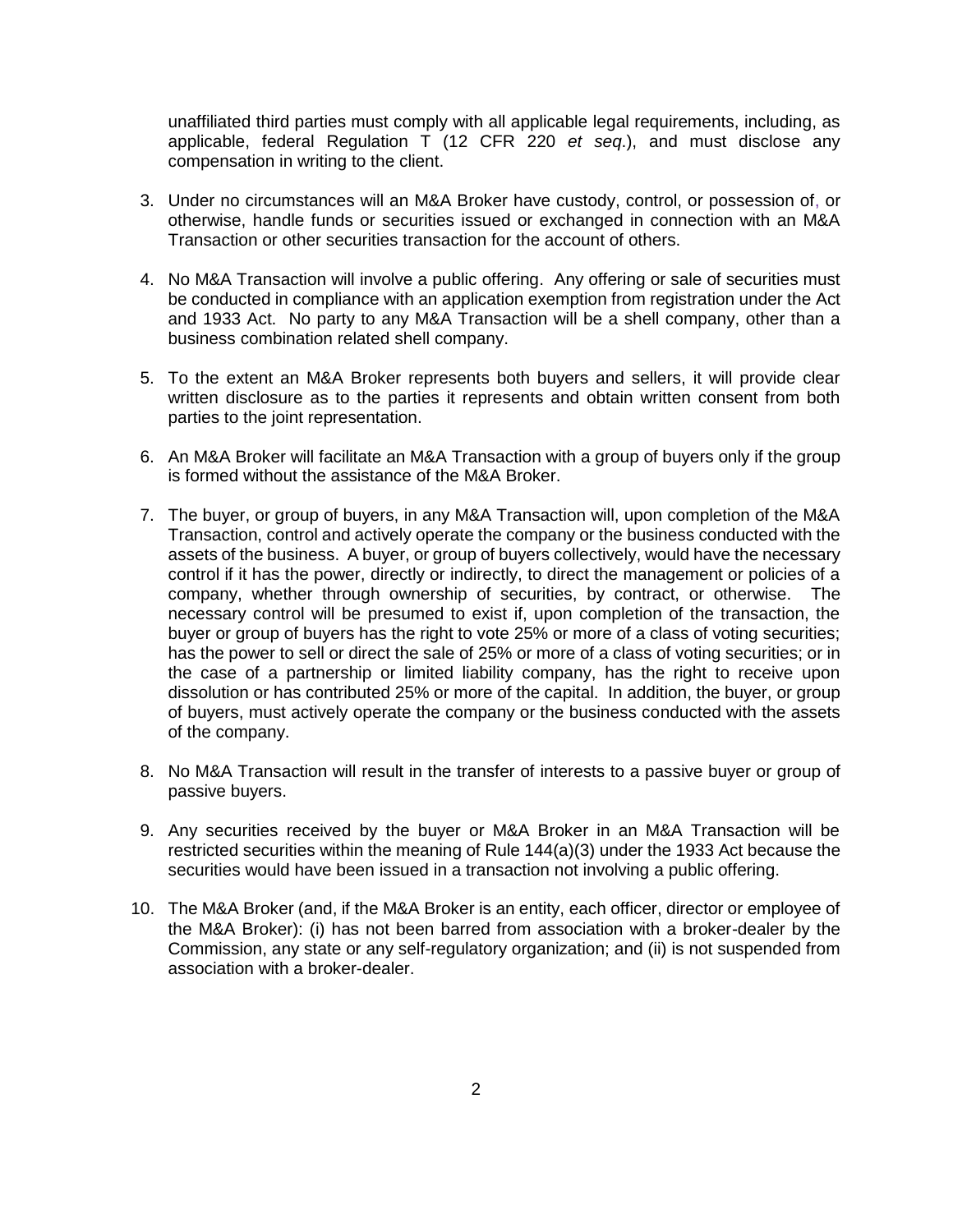unaffiliated third parties must comply with all applicable legal requirements, including, as applicable, federal Regulation T (12 CFR 220 *et seq*.), and must disclose any compensation in writing to the client.

3. Under no circumstances will an M&A Broker have custody, control, or possession of, or otherwise, handle funds or securities issued or exchanged in connection with an M&A Transaction or other securities transaction for the account of others.

4. No M&A Transaction will involve a public offering. Any offering or sale of securities must be conducted in compliance with an application exemption from registration under the Act and 1933 Act. No party to any M&A Transaction will be a shell company, other than a business combination related shell company.

5. To the extent an M&A Broker represents both buyers and sellers, it will provide clear written disclosure as to the parties it represents and obtain written consent from both parties to the joint representation.

6. An M&A Broker will facilitate an M&A Transaction with a group of buyers only if the group is formed without the assistance of the M&A Broker.

7. The buyer, or group of buyers, in any M&A Transaction will, upon completion of the M&A Transaction, control and actively operate the company or the business conducted with the assets of the business. A buyer, or group of buyers collectively, would have the necessary control if it has the power, directly or indirectly, to direct the management or policies of a company, whether through ownership of securities, by contract, or otherwise. The necessary control will be presumed to exist if, upon completion of the transaction, the buyer or group of buyers has the right to vote 25% or more of a class of voting securities; has the power to sell or direct the sale of 25% or more of a class of voting securities; or in the case of a partnership or limited liability company, has the right to receive upon dissolution or has contributed 25% or more of the capital. In addition, the buyer, or group of buyers, must actively operate the company or the business conducted with the assets of the company.

8. No M&A Transaction will result in the transfer of interests to a passive buyer or group of passive buyers.

9. Any securities received by the buyer or M&A Broker in an M&A Transaction will be restricted securities within the meaning of Rule 144(a)(3) under the 1933 Act because the securities would have been issued in a transaction not involving a public offering.

10. The M&A Broker (and, if the M&A Broker is an entity, each officer, director or employee of the M&A Broker): (i) has not been barred from association with a broker-dealer by the Commission, any state or any self-regulatory organization; and (ii) is not suspended from association with a broker-dealer.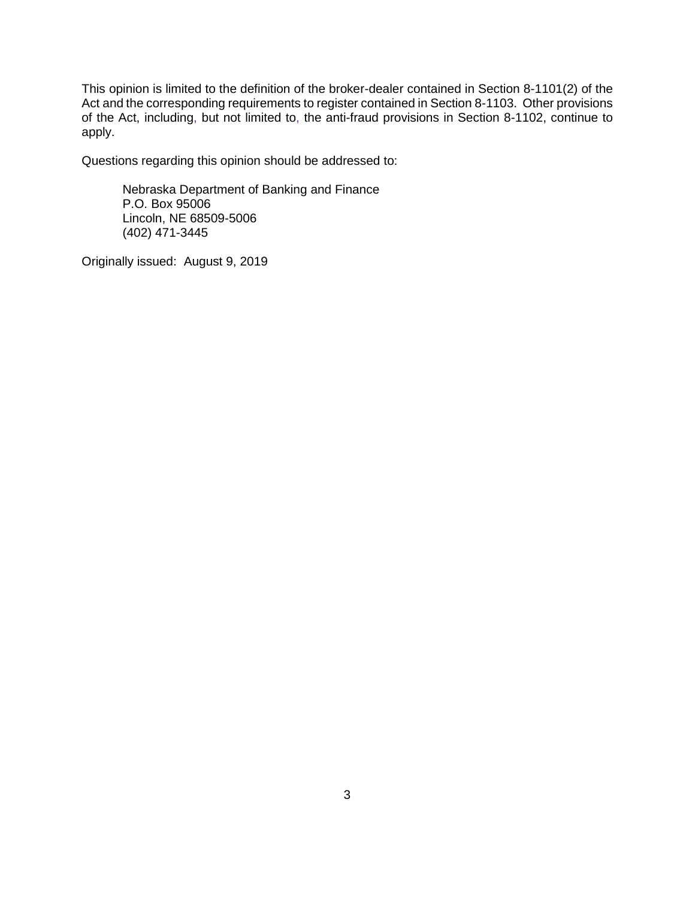This opinion is limited to the definition of the broker-dealer contained in Section 8-1101(2) of the Act and the corresponding requirements to register contained in Section 8-1103. Other provisions of the Act, including, but not limited to, the anti-fraud provisions in Section 8-1102, continue to apply.

Questions regarding this opinion should be addressed to:

Nebraska Department of Banking and Finance  
P.O. Box 95006  
Lincoln, NE 68509-5006  
(402) 471-3445

Originally issued: August 9, 2019